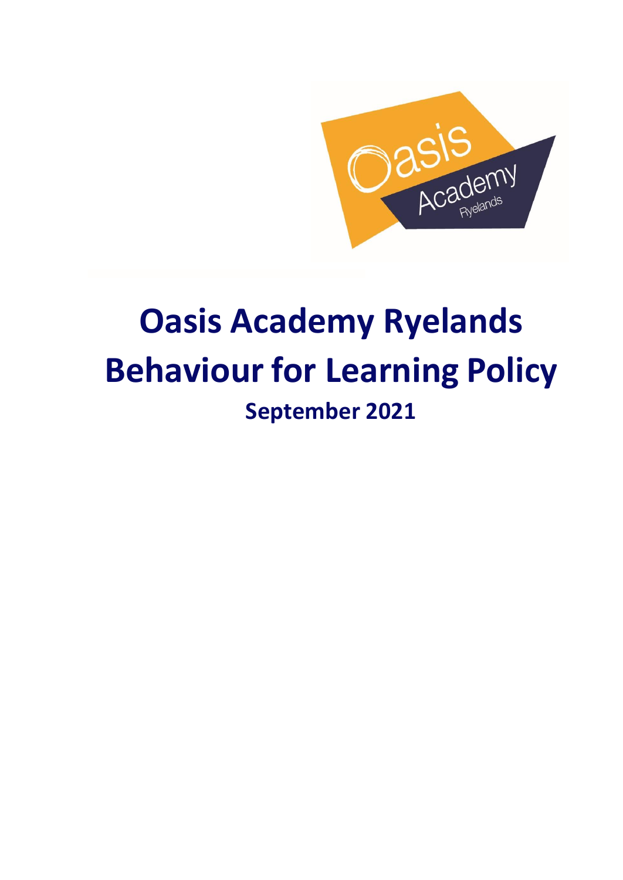# Oasis Academy Ryelands
# Behaviour for Learning Policy
## September 2021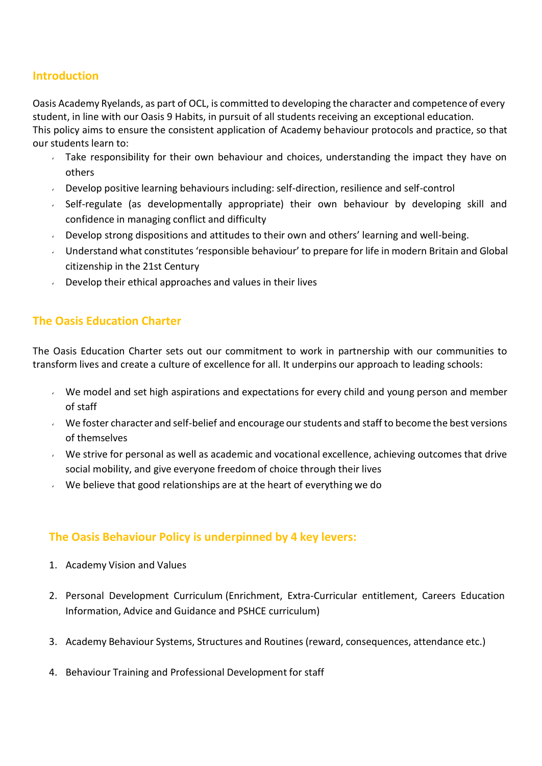## Introduction

Oasis Academy Ryelands, as part of OCL, is committed to developing the character and competence of every student, in line with our Oasis 9 Habits, in pursuit of all students receiving an exceptional education.
This policy aims to ensure the consistent application of Academy behaviour protocols and practice, so that our students learn to:

- Take responsibility for their own behaviour and choices, understanding the impact they have on others
- Develop positive learning behaviours including: self-direction, resilience and self-control
- Self-regulate (as developmentally appropriate) their own behaviour by developing skill and confidence in managing conflict and difficulty
- Develop strong dispositions and attitudes to their own and others' learning and well-being.
- Understand what constitutes 'responsible behaviour' to prepare for life in modern Britain and Global citizenship in the 21st Century
- Develop their ethical approaches and values in their lives

## The Oasis Education Charter

The Oasis Education Charter sets out our commitment to work in partnership with our communities to transform lives and create a culture of excellence for all. It underpins our approach to leading schools:

- We model and set high aspirations and expectations for every child and young person and member of staff
- We foster character and self-belief and encourage our students and staff to become the best versions of themselves
- We strive for personal as well as academic and vocational excellence, achieving outcomes that drive social mobility, and give everyone freedom of choice through their lives
- We believe that good relationships are at the heart of everything we do

## The Oasis Behaviour Policy is underpinned by 4 key levers:

1. Academy Vision and Values
2. Personal Development Curriculum (Enrichment, Extra-Curricular entitlement, Careers Education Information, Advice and Guidance and PSHCE curriculum)
3. Academy Behaviour Systems, Structures and Routines (reward, consequences, attendance etc.)
4. Behaviour Training and Professional Development for staff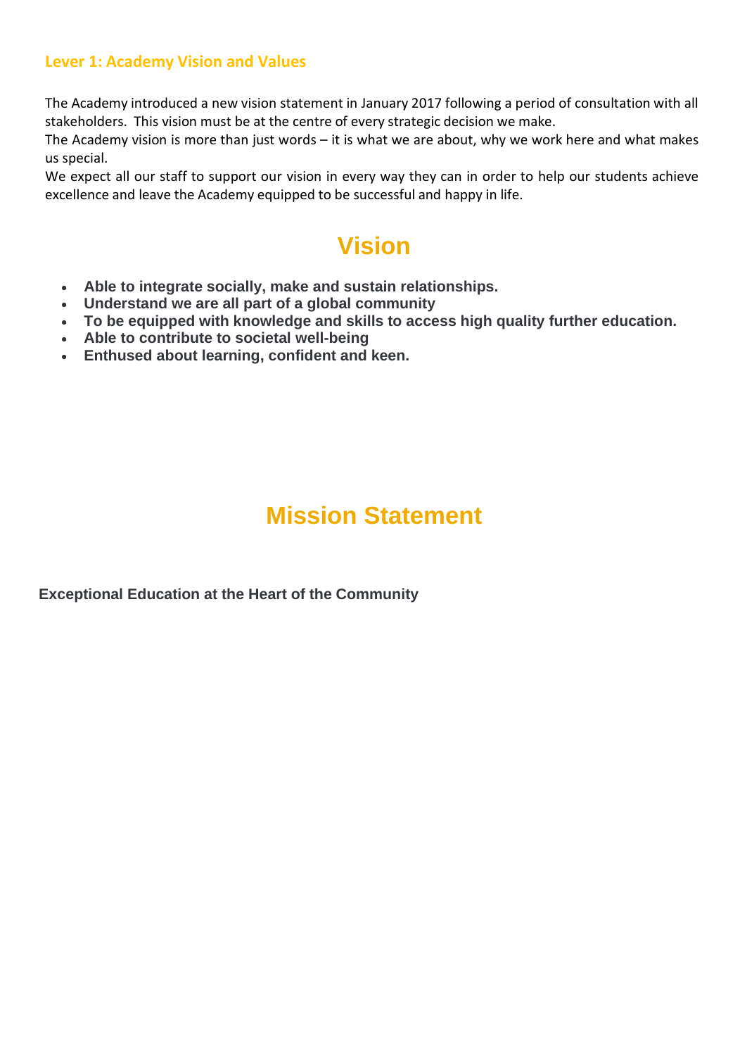### Lever 1: Academy Vision and Values

The Academy introduced a new vision statement in January 2017 following a period of consultation with all stakeholders. This vision must be at the centre of every strategic decision we make.

The Academy vision is more than just words – it is what we are about, why we work here and what makes us special.

We expect all our staff to support our vision in every way they can in order to help our students achieve excellence and leave the Academy equipped to be successful and happy in life.

# Vision

- **Able to integrate socially, make and sustain relationships.**
- **Understand we are all part of a global community**
- **To be equipped with knowledge and skills to access high quality further education.**
- **Able to contribute to societal well-being**
- **Enthused about learning, confident and keen.**

# Mission Statement

**Exceptional Education at the Heart of the Community**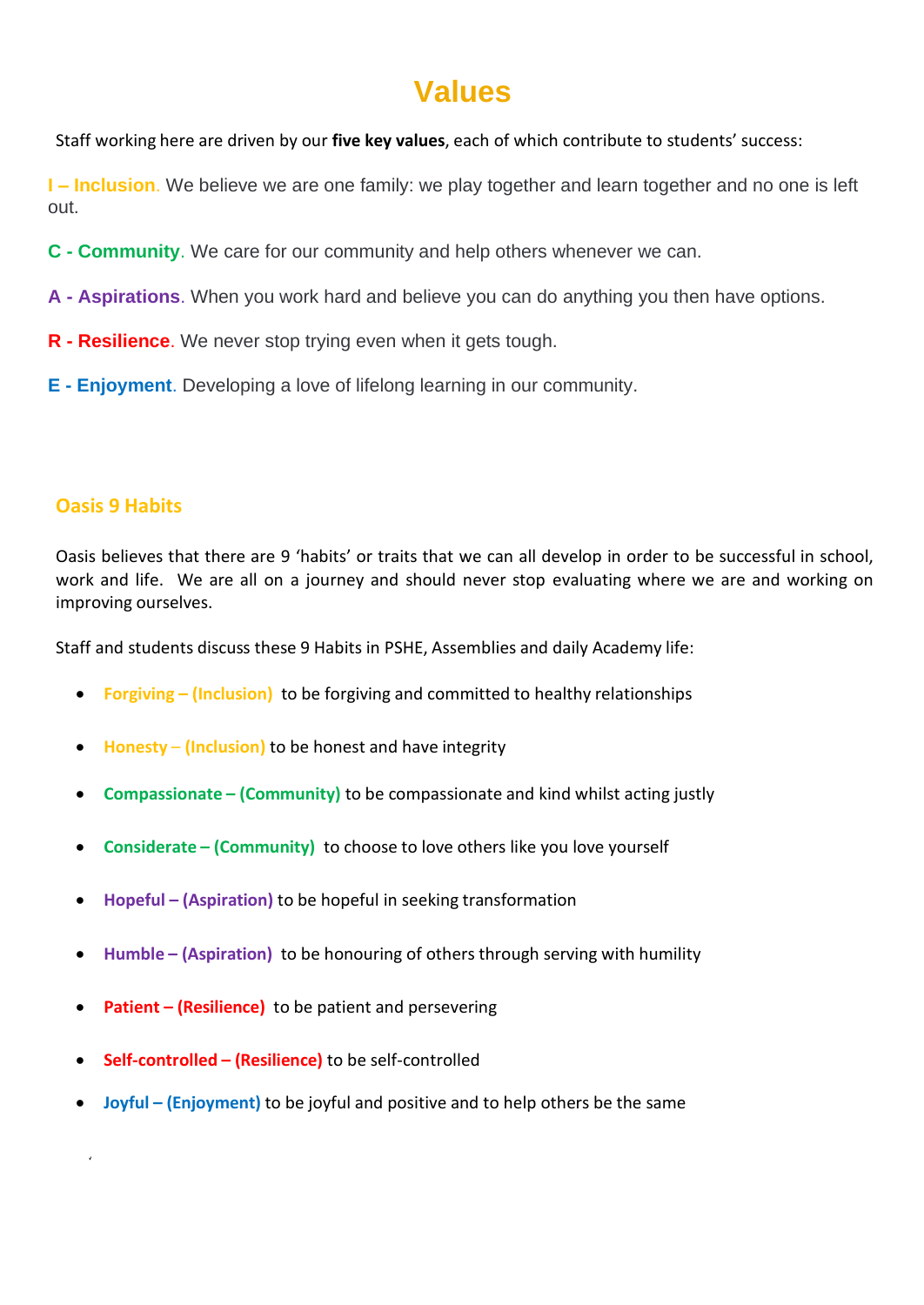# Values

Staff working here are driven by our **five key values**, each of which contribute to students' success:

**I – Inclusion**. We believe we are one family: we play together and learn together and no one is left out.

**C - Community**. We care for our community and help others whenever we can.

**A - Aspirations**. When you work hard and believe you can do anything you then have options.

**R - Resilience**. We never stop trying even when it gets tough.

**E - Enjoyment**. Developing a love of lifelong learning in our community.

## Oasis 9 Habits

Oasis believes that there are 9 'habits' or traits that we can all develop in order to be successful in school, work and life. We are all on a journey and should never stop evaluating where we are and working on improving ourselves.

Staff and students discuss these 9 Habits in PSHE, Assemblies and daily Academy life:

- **Forgiving – (Inclusion)** to be forgiving and committed to healthy relationships
- **Honesty – (Inclusion)** to be honest and have integrity
- **Compassionate – (Community)** to be compassionate and kind whilst acting justly
- **Considerate – (Community)** to choose to love others like you love yourself
- **Hopeful – (Aspiration)** to be hopeful in seeking transformation
- **Humble – (Aspiration)** to be honouring of others through serving with humility
- **Patient – (Resilience)** to be patient and persevering
- **Self-controlled – (Resilience)** to be self-controlled
- **Joyful – (Enjoyment)** to be joyful and positive and to help others be the same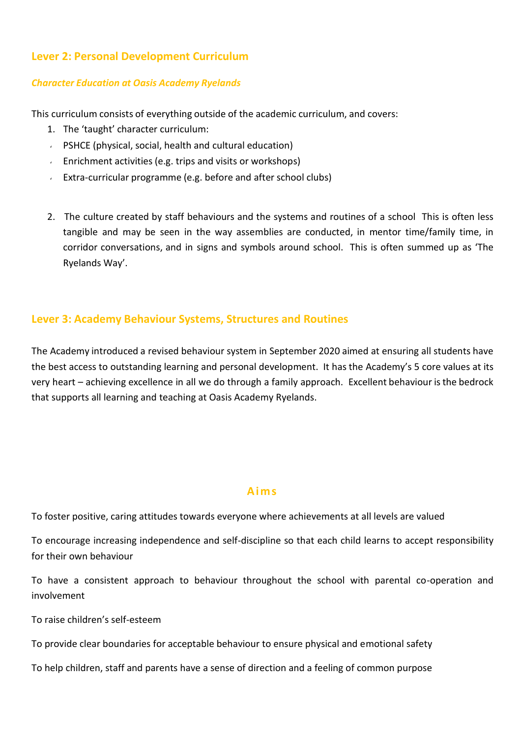## Lever 2: Personal Development Curriculum

### *Character Education at Oasis Academy Ryelands*

This curriculum consists of everything outside of the academic curriculum, and covers:

1. The 'taught' character curriculum:
   - PSHCE (physical, social, health and cultural education)
   - Enrichment activities (e.g. trips and visits or workshops)
   - Extra-curricular programme (e.g. before and after school clubs)

2. The culture created by staff behaviours and the systems and routines of a school This is often less tangible and may be seen in the way assemblies are conducted, in mentor time/family time, in corridor conversations, and in signs and symbols around school. This is often summed up as 'The Ryelands Way'.

## Lever 3: Academy Behaviour Systems, Structures and Routines

The Academy introduced a revised behaviour system in September 2020 aimed at ensuring all students have the best access to outstanding learning and personal development. It has the Academy's 5 core values at its very heart – achieving excellence in all we do through a family approach. Excellent behaviour is the bedrock that supports all learning and teaching at Oasis Academy Ryelands.

### Aims

To foster positive, caring attitudes towards everyone where achievements at all levels are valued

To encourage increasing independence and self-discipline so that each child learns to accept responsibility for their own behaviour

To have a consistent approach to behaviour throughout the school with parental co-operation and involvement

To raise children's self-esteem

To provide clear boundaries for acceptable behaviour to ensure physical and emotional safety

To help children, staff and parents have a sense of direction and a feeling of common purpose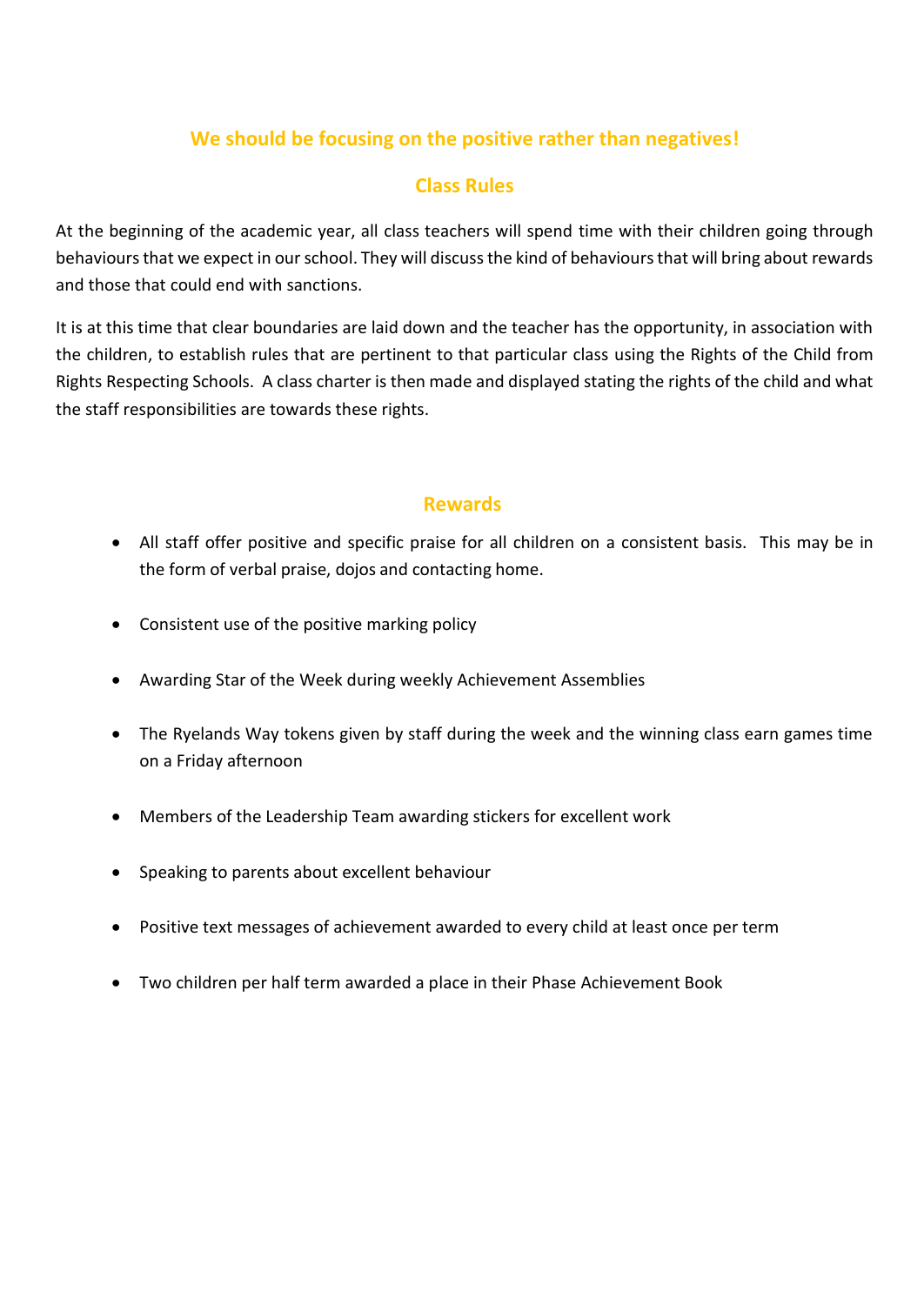## We should be focusing on the positive rather than negatives!

### Class Rules

At the beginning of the academic year, all class teachers will spend time with their children going through behaviours that we expect in our school. They will discuss the kind of behaviours that will bring about rewards and those that could end with sanctions.

It is at this time that clear boundaries are laid down and the teacher has the opportunity, in association with the children, to establish rules that are pertinent to that particular class using the Rights of the Child from Rights Respecting Schools. A class charter is then made and displayed stating the rights of the child and what the staff responsibilities are towards these rights.

### Rewards

- All staff offer positive and specific praise for all children on a consistent basis. This may be in the form of verbal praise, dojos and contacting home.
- Consistent use of the positive marking policy
- Awarding Star of the Week during weekly Achievement Assemblies
- The Ryelands Way tokens given by staff during the week and the winning class earn games time on a Friday afternoon
- Members of the Leadership Team awarding stickers for excellent work
- Speaking to parents about excellent behaviour
- Positive text messages of achievement awarded to every child at least once per term
- Two children per half term awarded a place in their Phase Achievement Book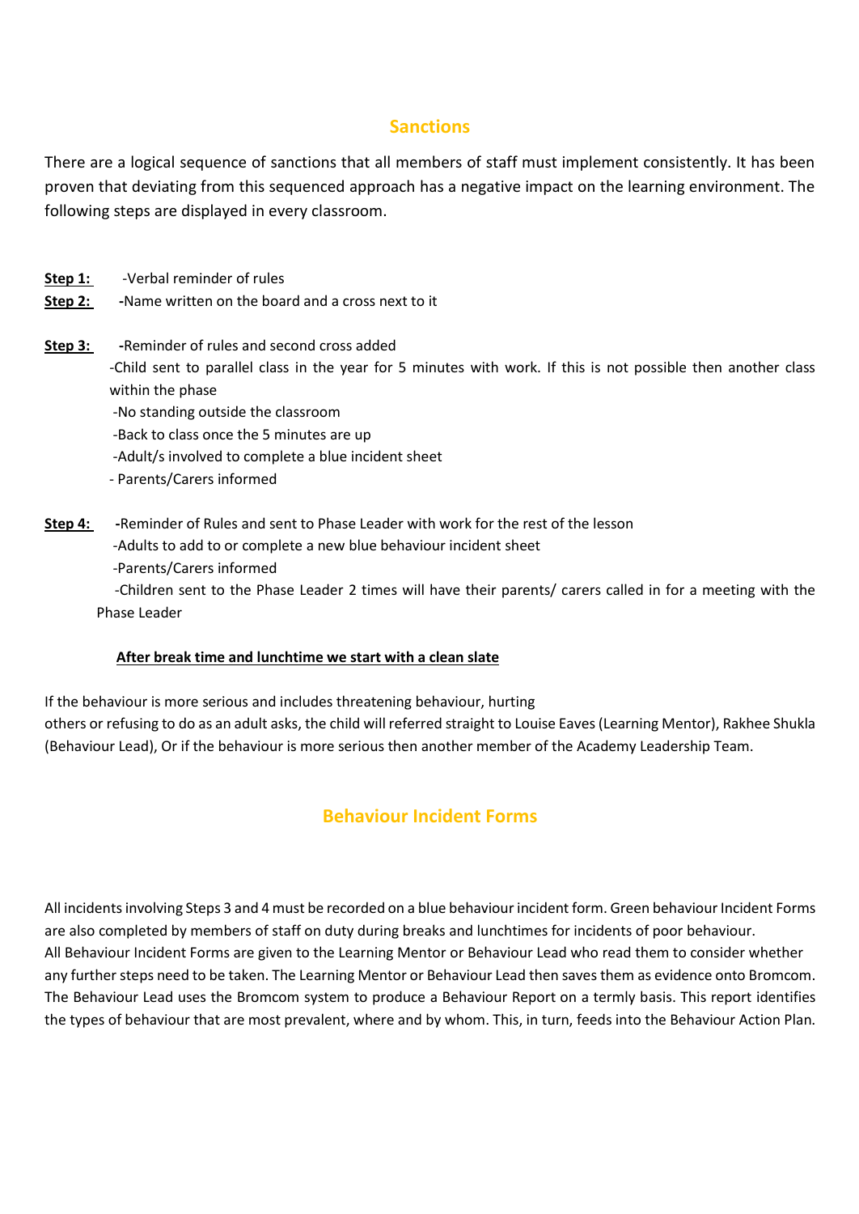## Sanctions

There are a logical sequence of sanctions that all members of staff must implement consistently. It has been proven that deviating from this sequenced approach has a negative impact on the learning environment. The following steps are displayed in every classroom.

**Step 1:** -Verbal reminder of rules

**Step 2:** -Name written on the board and a cross next to it

**Step 3:** -Reminder of rules and second cross added

-Child sent to parallel class in the year for 5 minutes with work. If this is not possible then another class within the phase

-No standing outside the classroom

-Back to class once the 5 minutes are up

-Adult/s involved to complete a blue incident sheet

- Parents/Carers informed

**Step 4:** -Reminder of Rules and sent to Phase Leader with work for the rest of the lesson

-Adults to add to or complete a new blue behaviour incident sheet

-Parents/Carers informed

-Children sent to the Phase Leader 2 times will have their parents/ carers called in for a meeting with the Phase Leader

**After break time and lunchtime we start with a clean slate**

If the behaviour is more serious and includes threatening behaviour, hurting others or refusing to do as an adult asks, the child will referred straight to Louise Eaves (Learning Mentor), Rakhee Shukla (Behaviour Lead), Or if the behaviour is more serious then another member of the Academy Leadership Team.

## Behaviour Incident Forms

All incidents involving Steps 3 and 4 must be recorded on a blue behaviour incident form. Green behaviour Incident Forms are also completed by members of staff on duty during breaks and lunchtimes for incidents of poor behaviour.
All Behaviour Incident Forms are given to the Learning Mentor or Behaviour Lead who read them to consider whether any further steps need to be taken. The Learning Mentor or Behaviour Lead then saves them as evidence onto Bromcom. The Behaviour Lead uses the Bromcom system to produce a Behaviour Report on a termly basis. This report identifies the types of behaviour that are most prevalent, where and by whom. This, in turn, feeds into the Behaviour Action Plan.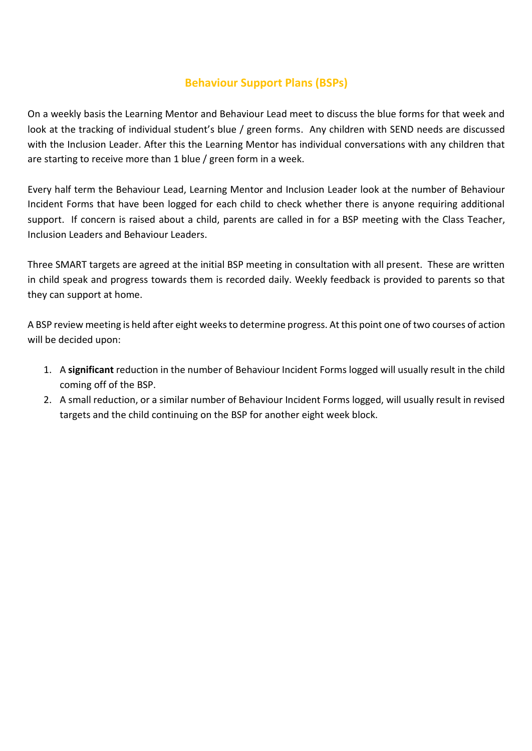## Behaviour Support Plans (BSPs)

On a weekly basis the Learning Mentor and Behaviour Lead meet to discuss the blue forms for that week and look at the tracking of individual student's blue / green forms. Any children with SEND needs are discussed with the Inclusion Leader. After this the Learning Mentor has individual conversations with any children that are starting to receive more than 1 blue / green form in a week.

Every half term the Behaviour Lead, Learning Mentor and Inclusion Leader look at the number of Behaviour Incident Forms that have been logged for each child to check whether there is anyone requiring additional support. If concern is raised about a child, parents are called in for a BSP meeting with the Class Teacher, Inclusion Leaders and Behaviour Leaders.

Three SMART targets are agreed at the initial BSP meeting in consultation with all present. These are written in child speak and progress towards them is recorded daily. Weekly feedback is provided to parents so that they can support at home.

A BSP review meeting is held after eight weeks to determine progress. At this point one of two courses of action will be decided upon:

1. A **significant** reduction in the number of Behaviour Incident Forms logged will usually result in the child coming off of the BSP.
2. A small reduction, or a similar number of Behaviour Incident Forms logged, will usually result in revised targets and the child continuing on the BSP for another eight week block.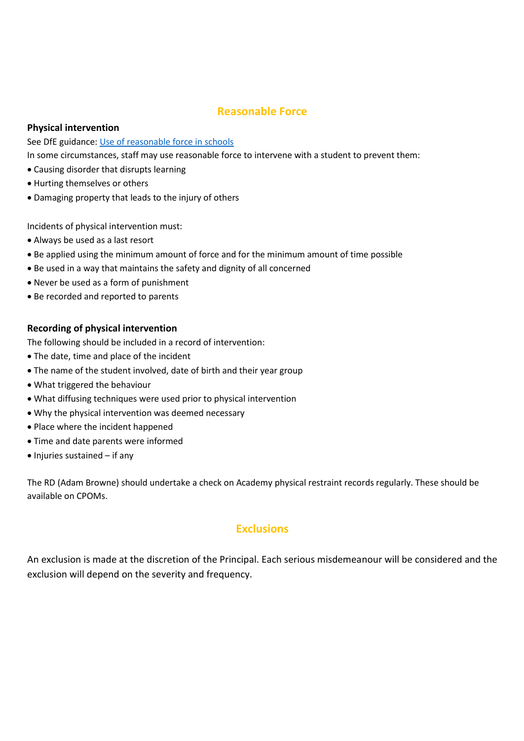## Reasonable Force

### Physical intervention

See DfE guidance: [Use of reasonable force in schools]

In some circumstances, staff may use reasonable force to intervene with a student to prevent them:

- Causing disorder that disrupts learning
- Hurting themselves or others
- Damaging property that leads to the injury of others

Incidents of physical intervention must:

- Always be used as a last resort
- Be applied using the minimum amount of force and for the minimum amount of time possible
- Be used in a way that maintains the safety and dignity of all concerned
- Never be used as a form of punishment
- Be recorded and reported to parents

### Recording of physical intervention

The following should be included in a record of intervention:

- The date, time and place of the incident
- The name of the student involved, date of birth and their year group
- What triggered the behaviour
- What diffusing techniques were used prior to physical intervention
- Why the physical intervention was deemed necessary
- Place where the incident happened
- Time and date parents were informed
- Injuries sustained – if any

The RD (Adam Browne) should undertake a check on Academy physical restraint records regularly. These should be available on CPOMs.

## Exclusions

An exclusion is made at the discretion of the Principal. Each serious misdemeanour will be considered and the exclusion will depend on the severity and frequency.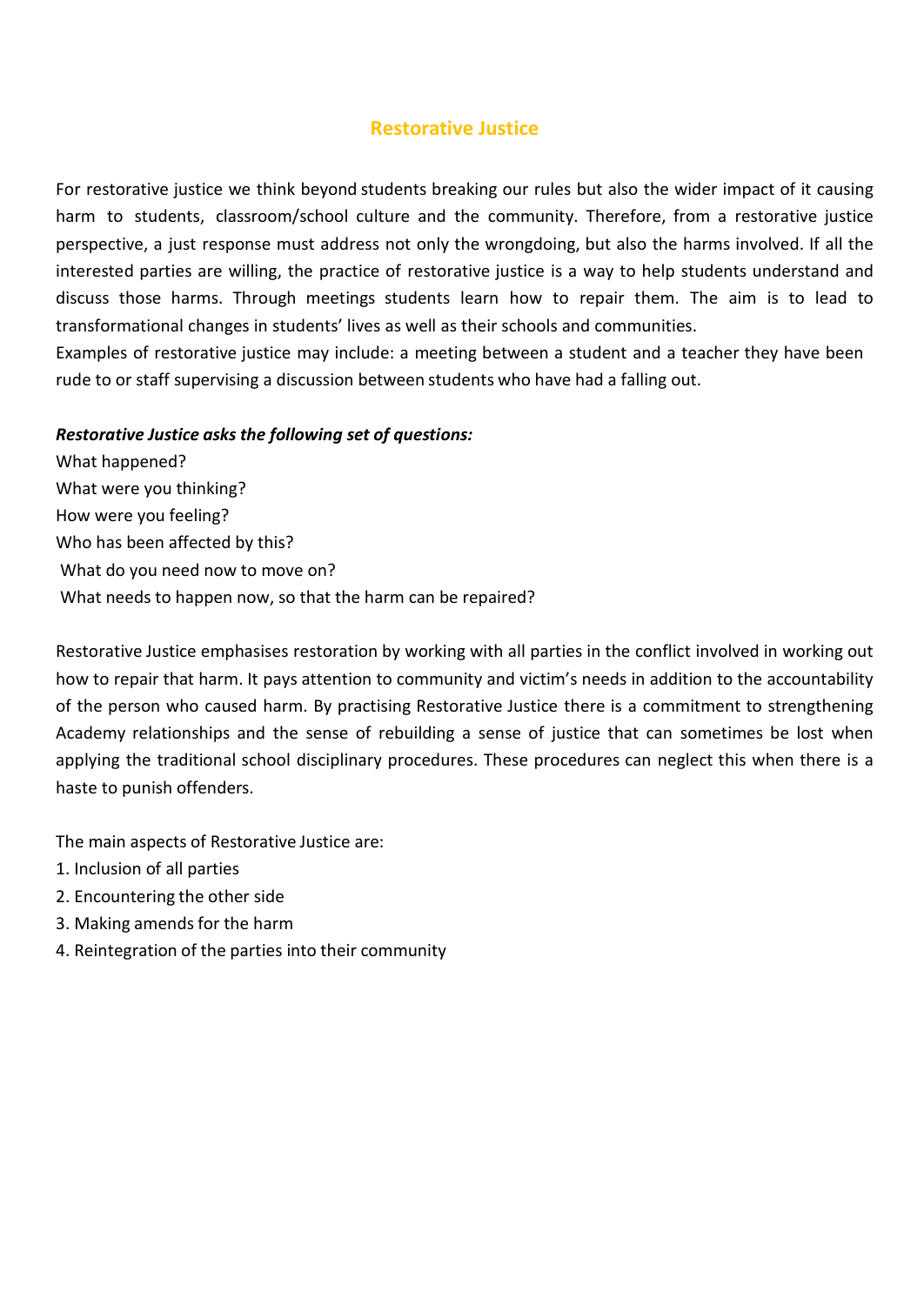## Restorative Justice

For restorative justice we think beyond students breaking our rules but also the wider impact of it causing harm to students, classroom/school culture and the community. Therefore, from a restorative justice perspective, a just response must address not only the wrongdoing, but also the harms involved. If all the interested parties are willing, the practice of restorative justice is a way to help students understand and discuss those harms. Through meetings students learn how to repair them. The aim is to lead to transformational changes in students' lives as well as their schools and communities.
Examples of restorative justice may include: a meeting between a student and a teacher they have been rude to or staff supervising a discussion between students who have had a falling out.

***Restorative Justice asks the following set of questions:***

What happened?
What were you thinking?
How were you feeling?
Who has been affected by this?
What do you need now to move on?
What needs to happen now, so that the harm can be repaired?

Restorative Justice emphasises restoration by working with all parties in the conflict involved in working out how to repair that harm. It pays attention to community and victim's needs in addition to the accountability of the person who caused harm. By practising Restorative Justice there is a commitment to strengthening Academy relationships and the sense of rebuilding a sense of justice that can sometimes be lost when applying the traditional school disciplinary procedures. These procedures can neglect this when there is a haste to punish offenders.

The main aspects of Restorative Justice are:

1. Inclusion of all parties
2. Encountering the other side
3. Making amends for the harm
4. Reintegration of the parties into their community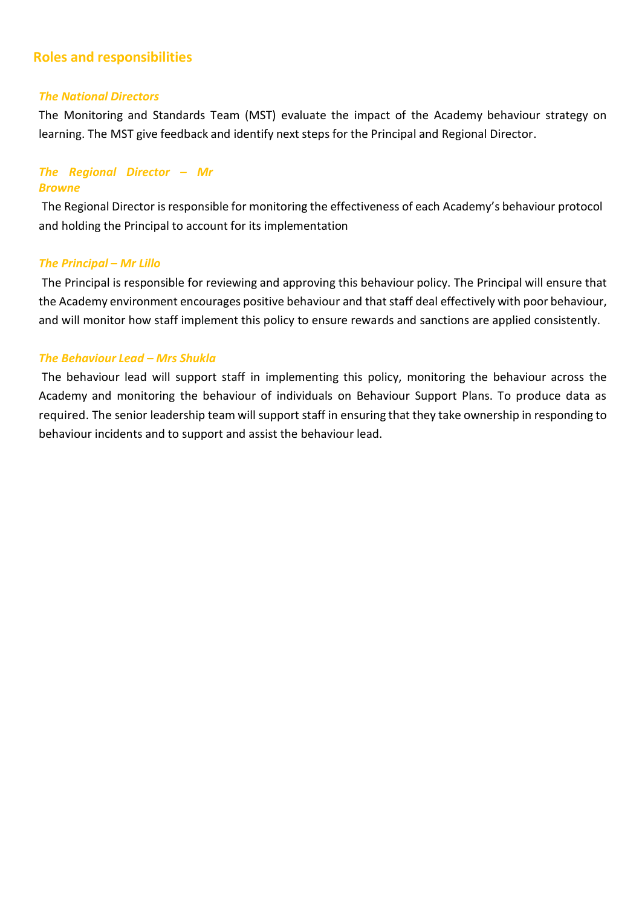## Roles and responsibilities

### *The National Directors*

The Monitoring and Standards Team (MST) evaluate the impact of the Academy behaviour strategy on learning. The MST give feedback and identify next steps for the Principal and Regional Director.

### *The Regional Director – Mr Browne*

The Regional Director is responsible for monitoring the effectiveness of each Academy's behaviour protocol and holding the Principal to account for its implementation

### *The Principal – Mr Lillo*

The Principal is responsible for reviewing and approving this behaviour policy. The Principal will ensure that the Academy environment encourages positive behaviour and that staff deal effectively with poor behaviour, and will monitor how staff implement this policy to ensure rewards and sanctions are applied consistently.

### *The Behaviour Lead – Mrs Shukla*

The behaviour lead will support staff in implementing this policy, monitoring the behaviour across the Academy and monitoring the behaviour of individuals on Behaviour Support Plans. To produce data as required. The senior leadership team will support staff in ensuring that they take ownership in responding to behaviour incidents and to support and assist the behaviour lead.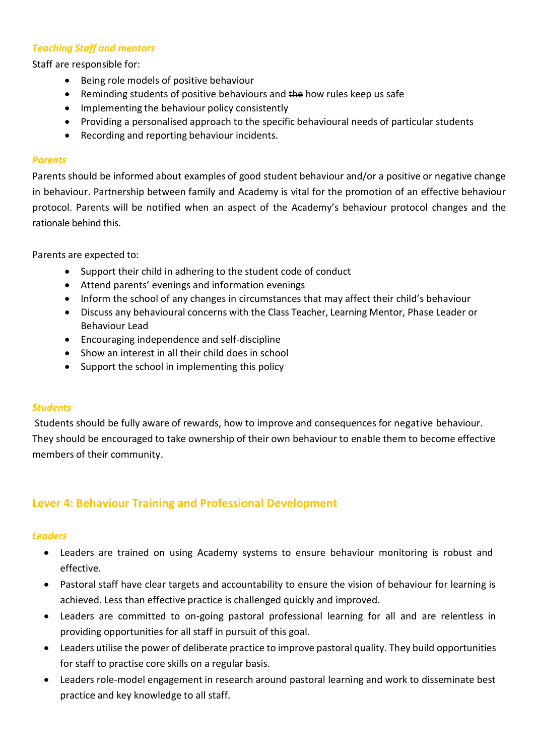*Teaching Staff and mentors*

Staff are responsible for:

- Being role models of positive behaviour
- Reminding students of positive behaviours and ~~the~~ how rules keep us safe
- Implementing the behaviour policy consistently
- Providing a personalised approach to the specific behavioural needs of particular students
- Recording and reporting behaviour incidents.

*Parents*

Parents should be informed about examples of good student behaviour and/or a positive or negative change in behaviour. Partnership between family and Academy is vital for the promotion of an effective behaviour protocol. Parents will be notified when an aspect of the Academy's behaviour protocol changes and the rationale behind this.

Parents are expected to:

- Support their child in adhering to the student code of conduct
- Attend parents' evenings and information evenings
- Inform the school of any changes in circumstances that may affect their child's behaviour
- Discuss any behavioural concerns with the Class Teacher, Learning Mentor, Phase Leader or Behaviour Lead
- Encouraging independence and self-discipline
- Show an interest in all their child does in school
- Support the school in implementing this policy

*Students*

Students should be fully aware of rewards, how to improve and consequences for negative behaviour. They should be encouraged to take ownership of their own behaviour to enable them to become effective members of their community.

## Lever 4: Behaviour Training and Professional Development

*Leaders*

- Leaders are trained on using Academy systems to ensure behaviour monitoring is robust and effective.
- Pastoral staff have clear targets and accountability to ensure the vision of behaviour for learning is achieved. Less than effective practice is challenged quickly and improved.
- Leaders are committed to on-going pastoral professional learning for all and are relentless in providing opportunities for all staff in pursuit of this goal.
- Leaders utilise the power of deliberate practice to improve pastoral quality. They build opportunities for staff to practise core skills on a regular basis.
- Leaders role-model engagement in research around pastoral learning and work to disseminate best practice and key knowledge to all staff.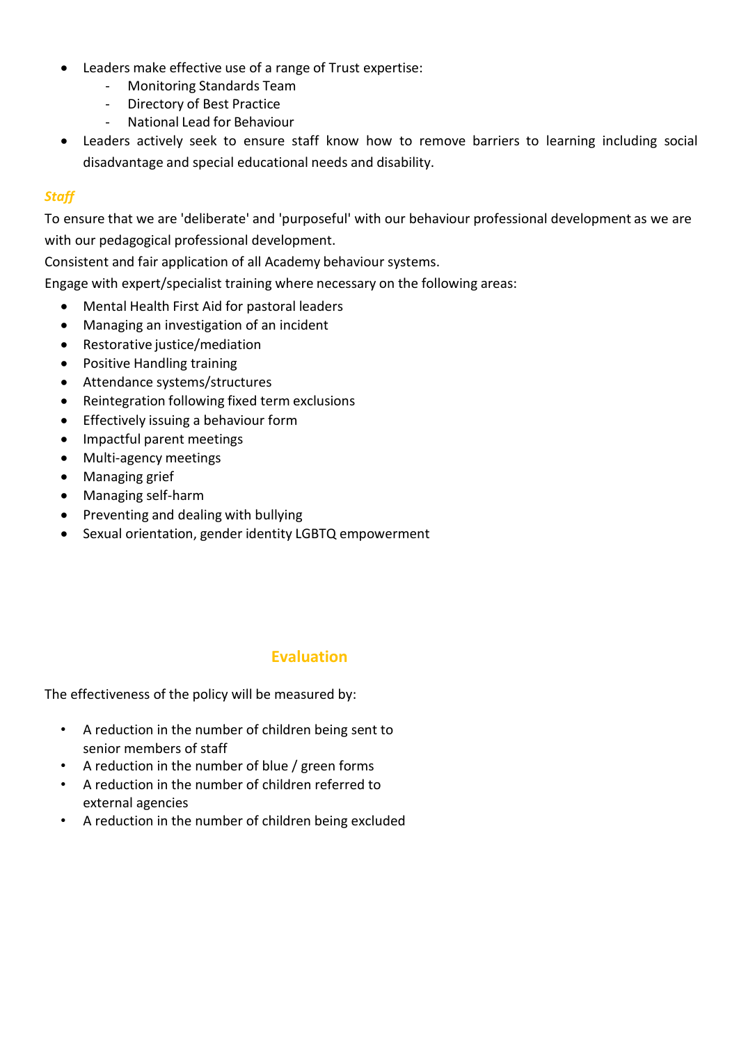- Leaders make effective use of a range of Trust expertise:
  - Monitoring Standards Team
  - Directory of Best Practice
  - National Lead for Behaviour
- Leaders actively seek to ensure staff know how to remove barriers to learning including social disadvantage and special educational needs and disability.

### *Staff*

To ensure that we are 'deliberate' and 'purposeful' with our behaviour professional development as we are with our pedagogical professional development.

Consistent and fair application of all Academy behaviour systems.

Engage with expert/specialist training where necessary on the following areas:

- Mental Health First Aid for pastoral leaders
- Managing an investigation of an incident
- Restorative justice/mediation
- Positive Handling training
- Attendance systems/structures
- Reintegration following fixed term exclusions
- Effectively issuing a behaviour form
- Impactful parent meetings
- Multi-agency meetings
- Managing grief
- Managing self-harm
- Preventing and dealing with bullying
- Sexual orientation, gender identity LGBTQ empowerment

## Evaluation

The effectiveness of the policy will be measured by:

- A reduction in the number of children being sent to senior members of staff
- A reduction in the number of blue / green forms
- A reduction in the number of children referred to external agencies
- A reduction in the number of children being excluded